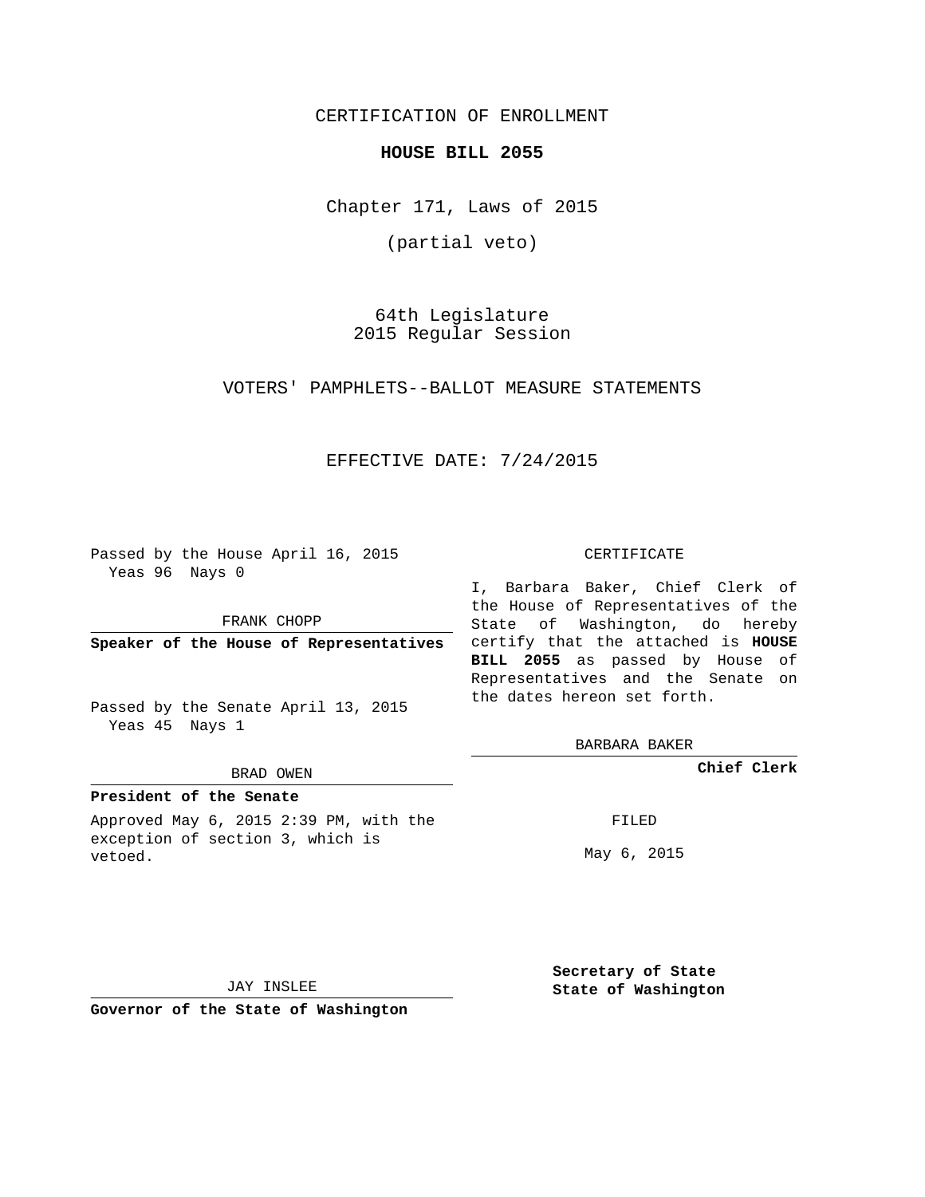CERTIFICATION OF ENROLLMENT

**HOUSE BILL 2055**

Chapter 171, Laws of 2015

(partial veto)

64th Legislature
2015 Regular Session

VOTERS' PAMPHLETS--BALLOT MEASURE STATEMENTS

EFFECTIVE DATE: 7/24/2015

Passed by the House April 16, 2015
Yeas 96 Nays 0

FRANK CHOPP

**Speaker of the House of Representatives**

Passed by the Senate April 13, 2015
Yeas 45 Nays 1

BRAD OWEN

**President of the Senate**

Approved May 6, 2015 2:39 PM, with the exception of section 3, which is vetoed.

JAY INSLEE

**Governor of the State of Washington**

CERTIFICATE

I, Barbara Baker, Chief Clerk of the House of Representatives of the State of Washington, do hereby certify that the attached is **HOUSE BILL 2055** as passed by House of Representatives and the Senate on the dates hereon set forth.

BARBARA BAKER

**Chief Clerk**

FILED

May 6, 2015

**Secretary of State**
**State of Washington**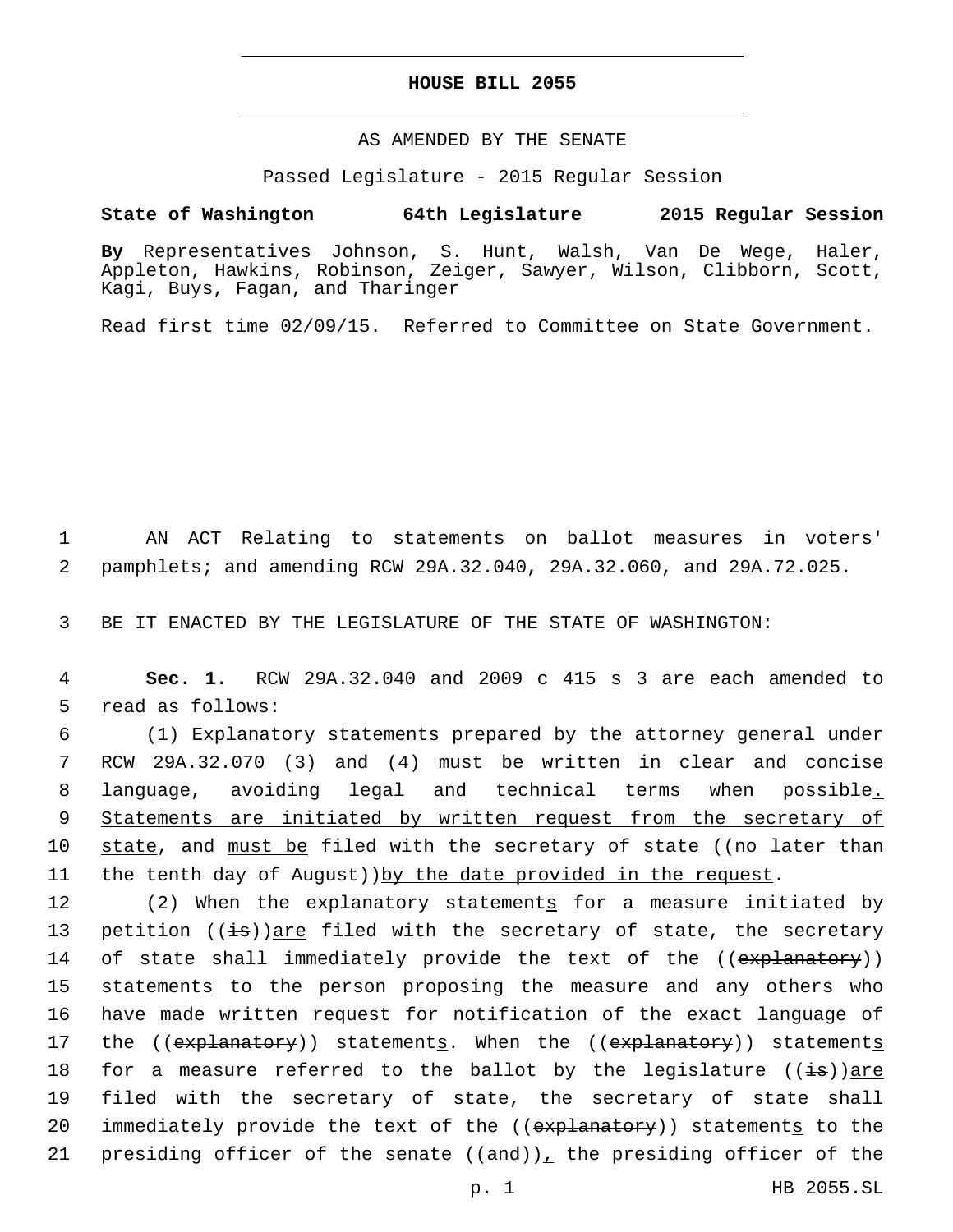**HOUSE BILL 2055**

AS AMENDED BY THE SENATE

Passed Legislature - 2015 Regular Session

**State of Washington 64th Legislature 2015 Regular Session**

**By** Representatives Johnson, S. Hunt, Walsh, Van De Wege, Haler, Appleton, Hawkins, Robinson, Zeiger, Sawyer, Wilson, Clibborn, Scott, Kagi, Buys, Fagan, and Tharinger

Read first time 02/09/15. Referred to Committee on State Government.

AN ACT Relating to statements on ballot measures in voters' pamphlets; and amending RCW 29A.32.040, 29A.32.060, and 29A.72.025.

BE IT ENACTED BY THE LEGISLATURE OF THE STATE OF WASHINGTON:

**Sec. 1.** RCW 29A.32.040 and 2009 c 415 s 3 are each amended to read as follows:

(1) Explanatory statements prepared by the attorney general under RCW 29A.32.070 (3) and (4) must be written in clear and concise language, avoiding legal and technical terms when possible<u>. Statements are initiated by written request from the secretary of state</u>, and <u>must be</u> filed with the secretary of state ((~~no later than the tenth day of August~~))<u>by the date provided in the request</u>.

(2) When the explanatory statement<u>s</u> for a measure initiated by petition ((~~is~~))<u>are</u> filed with the secretary of state, the secretary of state shall immediately provide the text of the ((~~explanatory~~)) statement<u>s</u> to the person proposing the measure and any others who have made written request for notification of the exact language of the ((~~explanatory~~)) statement<u>s</u>. When the ((~~explanatory~~)) statement<u>s</u> for a measure referred to the ballot by the legislature ((~~is~~))<u>are</u> filed with the secretary of state, the secretary of state shall immediately provide the text of the ((~~explanatory~~)) statement<u>s</u> to the presiding officer of the senate ((~~and~~))<u>,</u> the presiding officer of the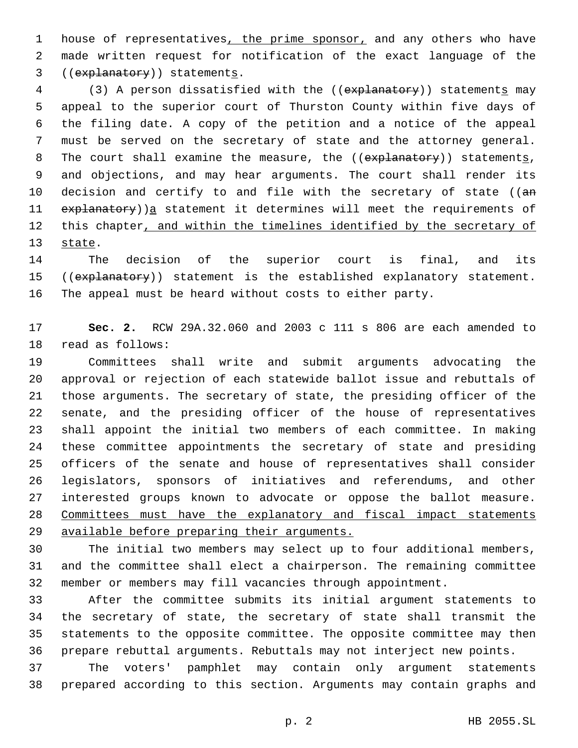house of representatives<u>, the prime sponsor,</u> and any others who have made written request for notification of the exact language of the ((~~explanatory~~)) statement<u>s</u>.

(3) A person dissatisfied with the ((~~explanatory~~)) statement<u>s</u> may appeal to the superior court of Thurston County within five days of the filing date. A copy of the petition and a notice of the appeal must be served on the secretary of state and the attorney general. The court shall examine the measure, the ((~~explanatory~~)) statement<u>s</u>, and objections, and may hear arguments. The court shall render its decision and certify to and file with the secretary of state ((~~an explanatory~~))<u>a</u> statement it determines will meet the requirements of this chapter<u>, and within the timelines identified by the secretary of state</u>.

The decision of the superior court is final, and its ((~~explanatory~~)) statement is the established explanatory statement. The appeal must be heard without costs to either party.

**Sec. 2.** RCW 29A.32.060 and 2003 c 111 s 806 are each amended to read as follows:

Committees shall write and submit arguments advocating the approval or rejection of each statewide ballot issue and rebuttals of those arguments. The secretary of state, the presiding officer of the senate, and the presiding officer of the house of representatives shall appoint the initial two members of each committee. In making these committee appointments the secretary of state and presiding officers of the senate and house of representatives shall consider legislators, sponsors of initiatives and referendums, and other interested groups known to advocate or oppose the ballot measure. <u>Committees must have the explanatory and fiscal impact statements available before preparing their arguments.</u>

The initial two members may select up to four additional members, and the committee shall elect a chairperson. The remaining committee member or members may fill vacancies through appointment.

After the committee submits its initial argument statements to the secretary of state, the secretary of state shall transmit the statements to the opposite committee. The opposite committee may then prepare rebuttal arguments. Rebuttals may not interject new points.

The voters' pamphlet may contain only argument statements prepared according to this section. Arguments may contain graphs and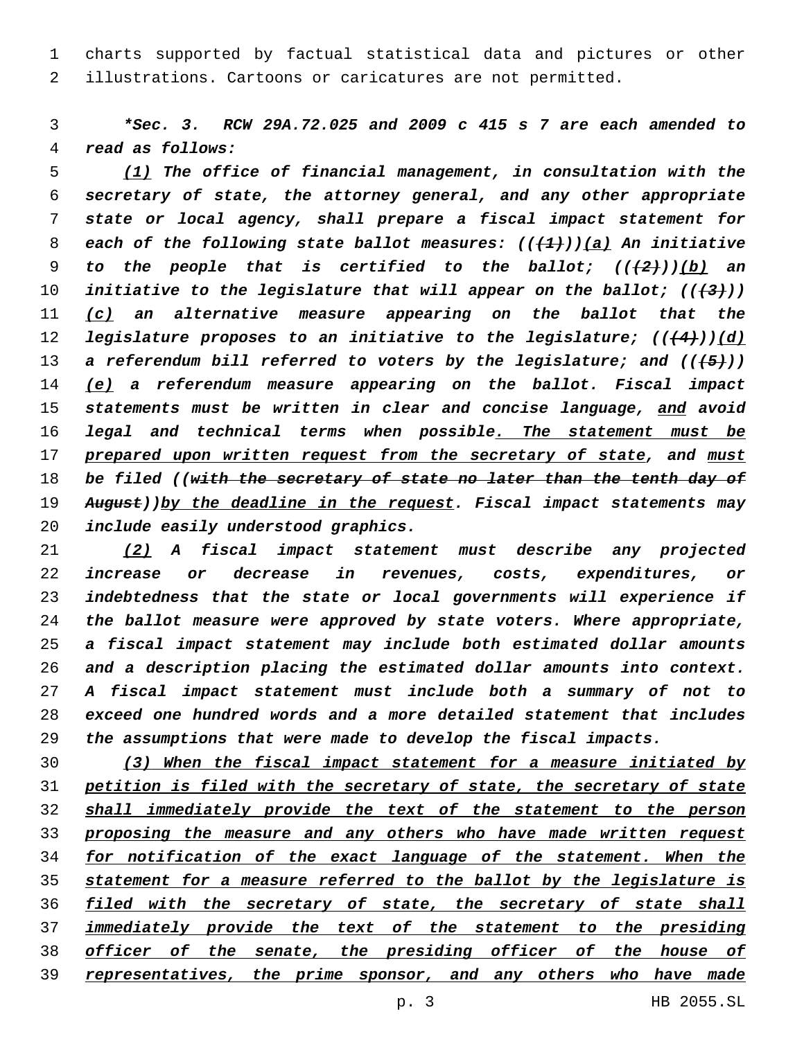charts supported by factual statistical data and pictures or other illustrations. Cartoons or caricatures are not permitted.

***Sec. 3. RCW 29A.72.025 and 2009 c 415 s 7 are each amended to read as follows:**

*(1) The office of financial management, in consultation with the secretary of state, the attorney general, and any other appropriate state or local agency, shall prepare a fiscal impact statement for each of the following state ballot measures: ((~~(1)~~))(a) An initiative to the people that is certified to the ballot; ((~~(2)~~))(b) an initiative to the legislature that will appear on the ballot; ((~~(3)~~)) (c) an alternative measure appearing on the ballot that the legislature proposes to an initiative to the legislature; ((~~(4)~~))(d) a referendum bill referred to voters by the legislature; and ((~~(5)~~)) (e) a referendum measure appearing on the ballot. Fiscal impact statements must be written in clear and concise language, and avoid legal and technical terms when possible. The statement must be prepared upon written request from the secretary of state, and must be filed ((~~with the secretary of state no later than the tenth day of August~~))by the deadline in the request. Fiscal impact statements may include easily understood graphics.*

*(2) A fiscal impact statement must describe any projected increase or decrease in revenues, costs, expenditures, or indebtedness that the state or local governments will experience if the ballot measure were approved by state voters. Where appropriate, a fiscal impact statement may include both estimated dollar amounts and a description placing the estimated dollar amounts into context. A fiscal impact statement must include both a summary of not to exceed one hundred words and a more detailed statement that includes the assumptions that were made to develop the fiscal impacts.*

(3) When the fiscal impact statement for a measure initiated by petition is filed with the secretary of state, the secretary of state shall immediately provide the text of the statement to the person proposing the measure and any others who have made written request for notification of the exact language of the statement. When the statement for a measure referred to the ballot by the legislature is filed with the secretary of state, the secretary of state shall immediately provide the text of the statement to the presiding officer of the senate, the presiding officer of the house of representatives, the prime sponsor, and any others who have made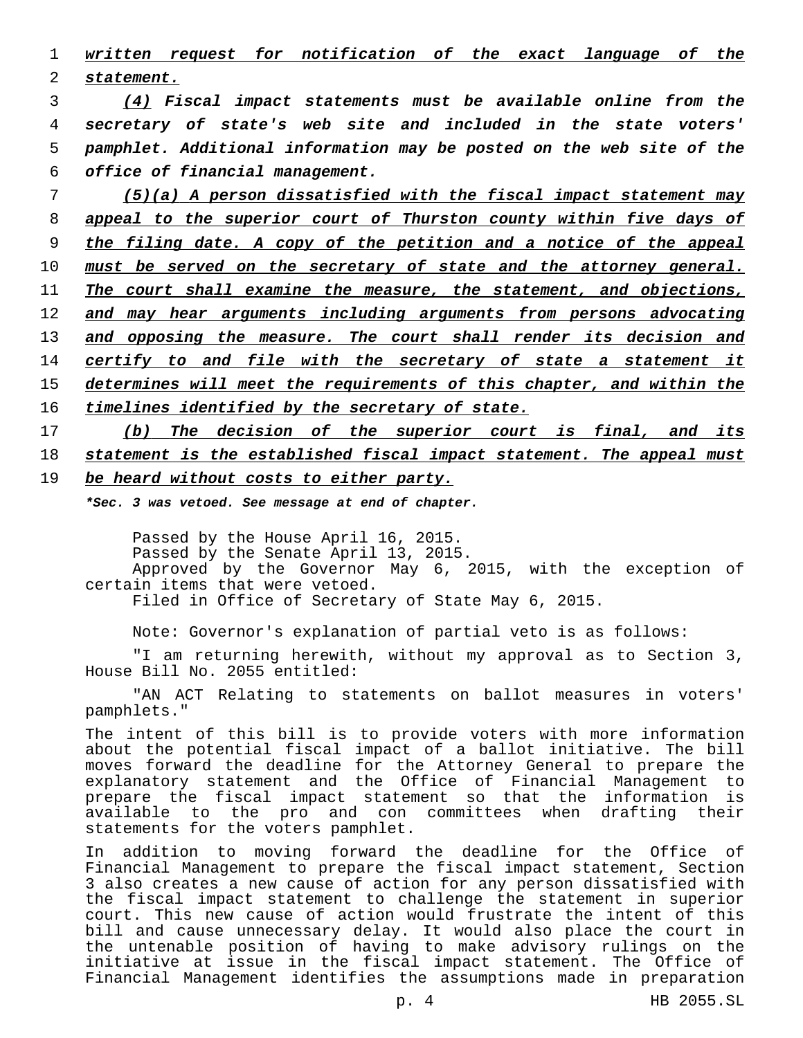*written request for notification of the exact language of the statement.*

***(4)*** ***Fiscal impact statements must be available online from the secretary of state's web site and included in the state voters' pamphlet. Additional information may be posted on the web site of the office of financial management.***

***(5)(a) A person dissatisfied with the fiscal impact statement may appeal to the superior court of Thurston county within five days of the filing date. A copy of the petition and a notice of the appeal must be served on the secretary of state and the attorney general. The court shall examine the measure, the statement, and objections, and may hear arguments including arguments from persons advocating and opposing the measure. The court shall render its decision and certify to and file with the secretary of state a statement it determines will meet the requirements of this chapter, and within the timelines identified by the secretary of state.***

***(b) The decision of the superior court is final, and its statement is the established fiscal impact statement. The appeal must be heard without costs to either party.***

****Sec. 3 was vetoed. See message at end of chapter.***

Passed by the House April 16, 2015.
Passed by the Senate April 13, 2015.
Approved by the Governor May 6, 2015, with the exception of certain items that were vetoed.
Filed in Office of Secretary of State May 6, 2015.

Note: Governor's explanation of partial veto is as follows:

"I am returning herewith, without my approval as to Section 3, House Bill No. 2055 entitled:

"AN ACT Relating to statements on ballot measures in voters' pamphlets."

The intent of this bill is to provide voters with more information about the potential fiscal impact of a ballot initiative. The bill moves forward the deadline for the Attorney General to prepare the explanatory statement and the Office of Financial Management to prepare the fiscal impact statement so that the information is available to the pro and con committees when drafting their statements for the voters pamphlet.

In addition to moving forward the deadline for the Office of Financial Management to prepare the fiscal impact statement, Section 3 also creates a new cause of action for any person dissatisfied with the fiscal impact statement to challenge the statement in superior court. This new cause of action would frustrate the intent of this bill and cause unnecessary delay. It would also place the court in the untenable position of having to make advisory rulings on the initiative at issue in the fiscal impact statement. The Office of Financial Management identifies the assumptions made in preparation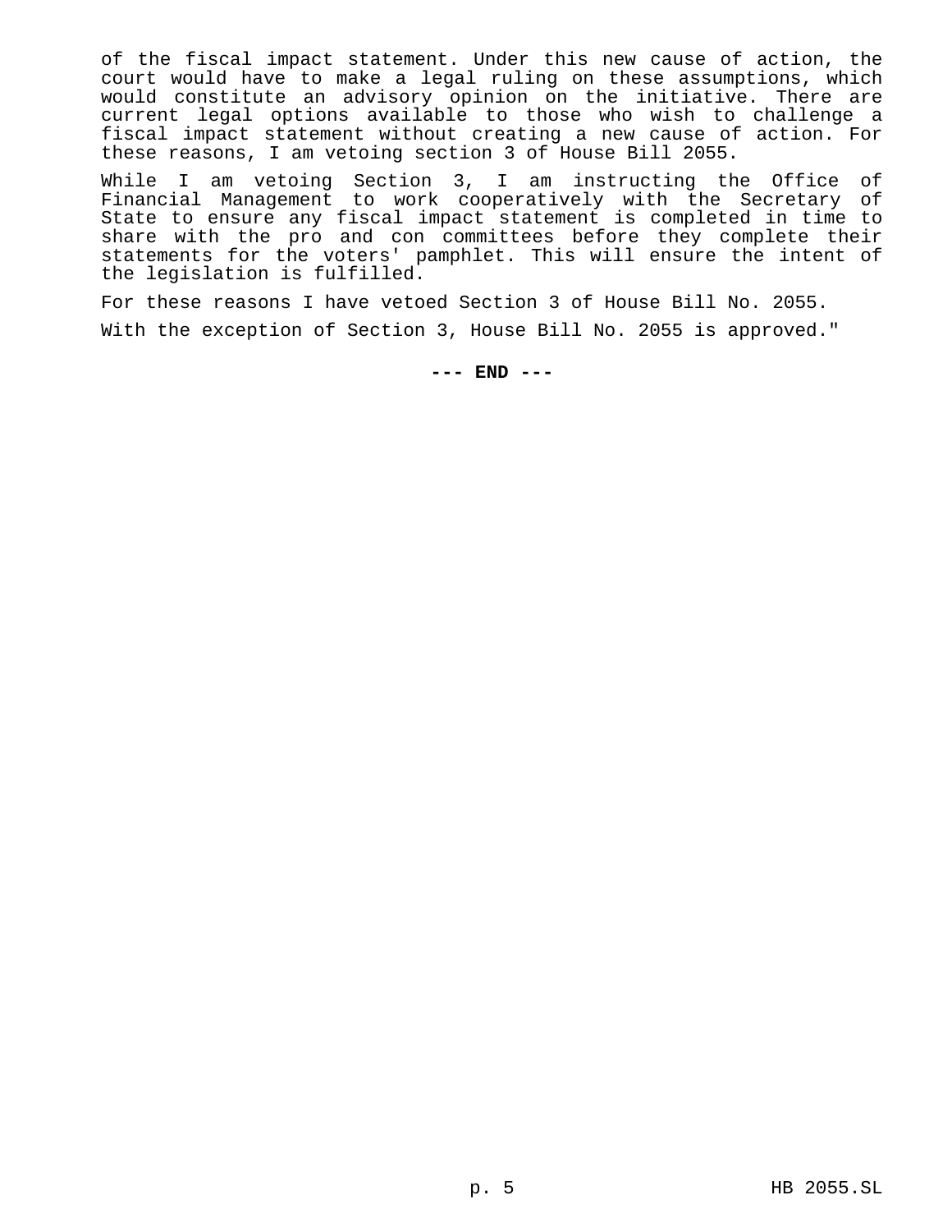of the fiscal impact statement. Under this new cause of action, the court would have to make a legal ruling on these assumptions, which would constitute an advisory opinion on the initiative. There are current legal options available to those who wish to challenge a fiscal impact statement without creating a new cause of action. For these reasons, I am vetoing section 3 of House Bill 2055.

While I am vetoing Section 3, I am instructing the Office of Financial Management to work cooperatively with the Secretary of State to ensure any fiscal impact statement is completed in time to share with the pro and con committees before they complete their statements for the voters' pamphlet. This will ensure the intent of the legislation is fulfilled.

For these reasons I have vetoed Section 3 of House Bill No. 2055.

With the exception of Section 3, House Bill No. 2055 is approved."

**--- END ---**